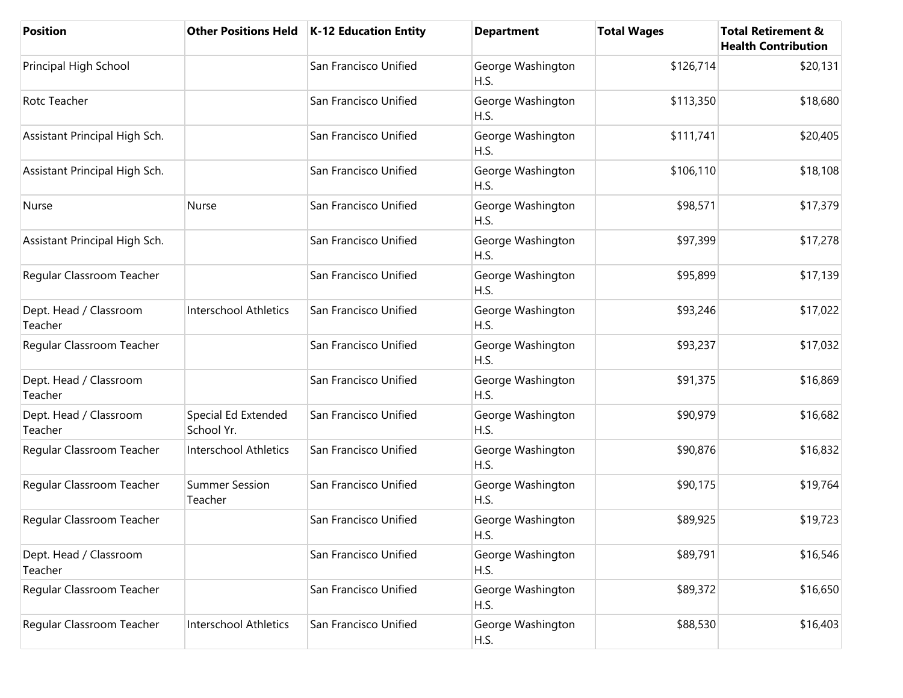| Position | Other Positions Held | K-12 Education Entity | Department | Total Wages | Total Retirement & Health Contribution |
|---|---|---|---|---|---|
| Principal High School | | San Francisco Unified | George Washington H.S. | $126,714 | $20,131 |
| Rotc Teacher | | San Francisco Unified | George Washington H.S. | $113,350 | $18,680 |
| Assistant Principal High Sch. | | San Francisco Unified | George Washington H.S. | $111,741 | $20,405 |
| Assistant Principal High Sch. | | San Francisco Unified | George Washington H.S. | $106,110 | $18,108 |
| Nurse | Nurse | San Francisco Unified | George Washington H.S. | $98,571 | $17,379 |
| Assistant Principal High Sch. | | San Francisco Unified | George Washington H.S. | $97,399 | $17,278 |
| Regular Classroom Teacher | | San Francisco Unified | George Washington H.S. | $95,899 | $17,139 |
| Dept. Head / Classroom Teacher | Interschool Athletics | San Francisco Unified | George Washington H.S. | $93,246 | $17,022 |
| Regular Classroom Teacher | | San Francisco Unified | George Washington H.S. | $93,237 | $17,032 |
| Dept. Head / Classroom Teacher | | San Francisco Unified | George Washington H.S. | $91,375 | $16,869 |
| Dept. Head / Classroom Teacher | Special Ed Extended School Yr. | San Francisco Unified | George Washington H.S. | $90,979 | $16,682 |
| Regular Classroom Teacher | Interschool Athletics | San Francisco Unified | George Washington H.S. | $90,876 | $16,832 |
| Regular Classroom Teacher | Summer Session Teacher | San Francisco Unified | George Washington H.S. | $90,175 | $19,764 |
| Regular Classroom Teacher | | San Francisco Unified | George Washington H.S. | $89,925 | $19,723 |
| Dept. Head / Classroom Teacher | | San Francisco Unified | George Washington H.S. | $89,791 | $16,546 |
| Regular Classroom Teacher | | San Francisco Unified | George Washington H.S. | $89,372 | $16,650 |
| Regular Classroom Teacher | Interschool Athletics | San Francisco Unified | George Washington H.S. | $88,530 | $16,403 |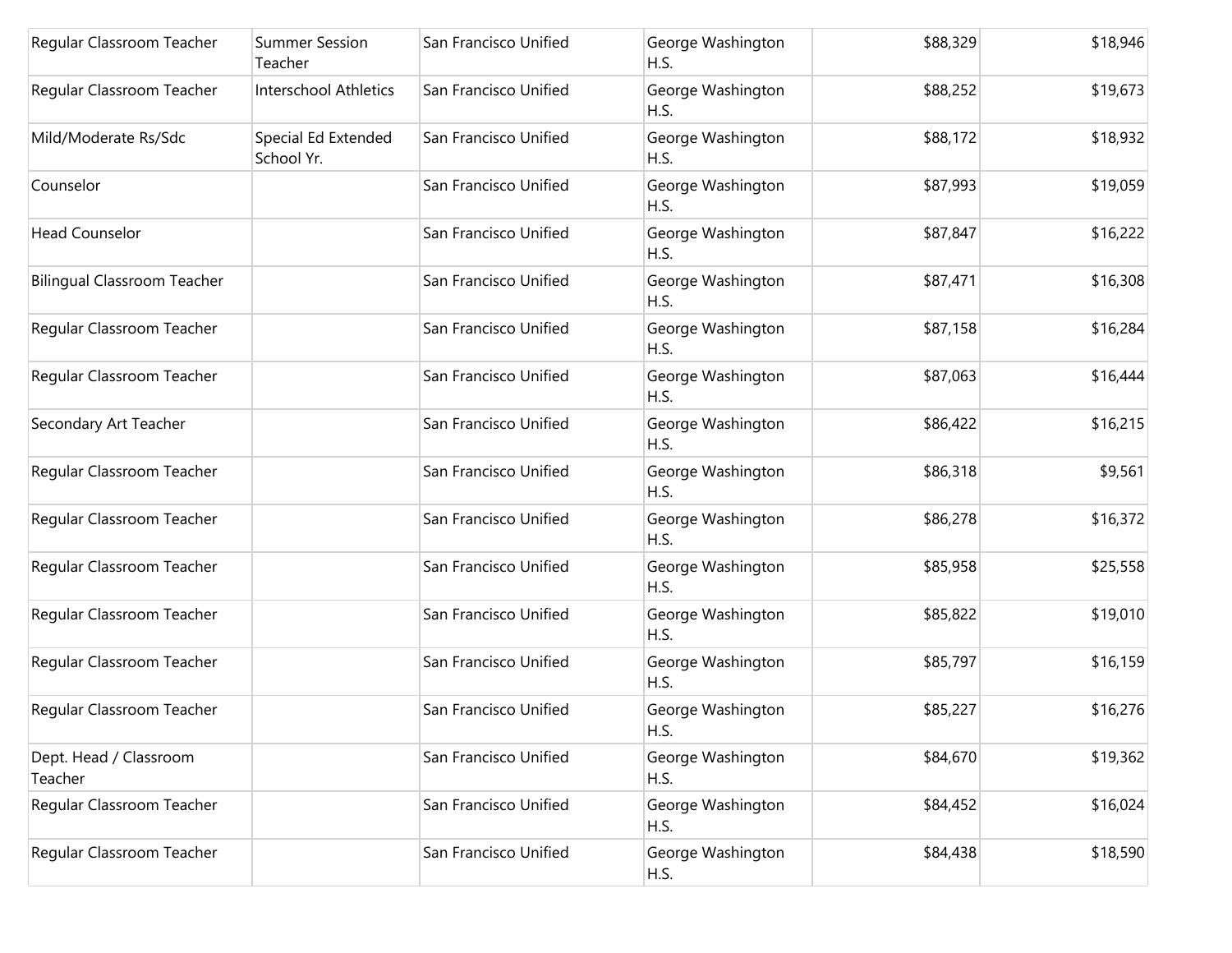| | | | | | |
|---|---|---|---|---|---|
| Regular Classroom Teacher | Summer Session Teacher | San Francisco Unified | George Washington H.S. | $88,329 | $18,946 |
| Regular Classroom Teacher | Interschool Athletics | San Francisco Unified | George Washington H.S. | $88,252 | $19,673 |
| Mild/Moderate Rs/Sdc | Special Ed Extended School Yr. | San Francisco Unified | George Washington H.S. | $88,172 | $18,932 |
| Counselor | | San Francisco Unified | George Washington H.S. | $87,993 | $19,059 |
| Head Counselor | | San Francisco Unified | George Washington H.S. | $87,847 | $16,222 |
| Bilingual Classroom Teacher | | San Francisco Unified | George Washington H.S. | $87,471 | $16,308 |
| Regular Classroom Teacher | | San Francisco Unified | George Washington H.S. | $87,158 | $16,284 |
| Regular Classroom Teacher | | San Francisco Unified | George Washington H.S. | $87,063 | $16,444 |
| Secondary Art Teacher | | San Francisco Unified | George Washington H.S. | $86,422 | $16,215 |
| Regular Classroom Teacher | | San Francisco Unified | George Washington H.S. | $86,318 | $9,561 |
| Regular Classroom Teacher | | San Francisco Unified | George Washington H.S. | $86,278 | $16,372 |
| Regular Classroom Teacher | | San Francisco Unified | George Washington H.S. | $85,958 | $25,558 |
| Regular Classroom Teacher | | San Francisco Unified | George Washington H.S. | $85,822 | $19,010 |
| Regular Classroom Teacher | | San Francisco Unified | George Washington H.S. | $85,797 | $16,159 |
| Regular Classroom Teacher | | San Francisco Unified | George Washington H.S. | $85,227 | $16,276 |
| Dept. Head / Classroom Teacher | | San Francisco Unified | George Washington H.S. | $84,670 | $19,362 |
| Regular Classroom Teacher | | San Francisco Unified | George Washington H.S. | $84,452 | $16,024 |
| Regular Classroom Teacher | | San Francisco Unified | George Washington H.S. | $84,438 | $18,590 |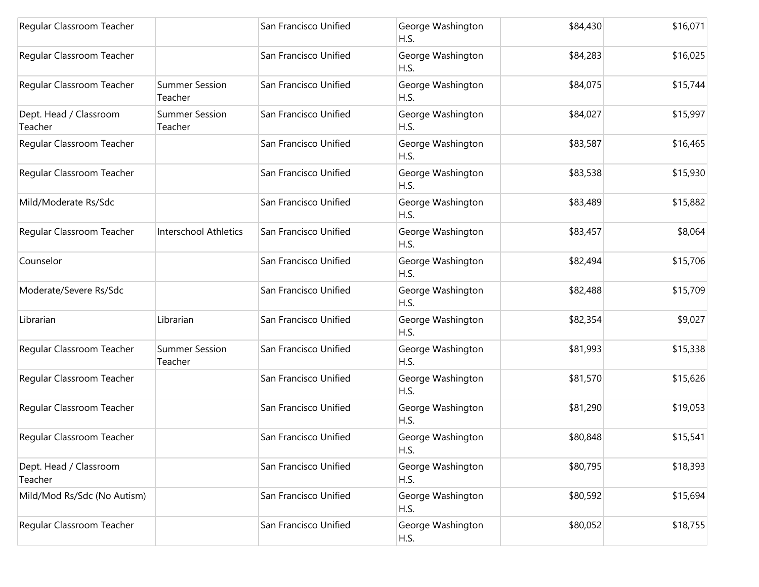| | | | | | |
|---|---|---|---|---|---|
| Regular Classroom Teacher | | San Francisco Unified | George Washington H.S. | $84,430 | $16,071 |
| Regular Classroom Teacher | | San Francisco Unified | George Washington H.S. | $84,283 | $16,025 |
| Regular Classroom Teacher | Summer Session Teacher | San Francisco Unified | George Washington H.S. | $84,075 | $15,744 |
| Dept. Head / Classroom Teacher | Summer Session Teacher | San Francisco Unified | George Washington H.S. | $84,027 | $15,997 |
| Regular Classroom Teacher | | San Francisco Unified | George Washington H.S. | $83,587 | $16,465 |
| Regular Classroom Teacher | | San Francisco Unified | George Washington H.S. | $83,538 | $15,930 |
| Mild/Moderate Rs/Sdc | | San Francisco Unified | George Washington H.S. | $83,489 | $15,882 |
| Regular Classroom Teacher | Interschool Athletics | San Francisco Unified | George Washington H.S. | $83,457 | $8,064 |
| Counselor | | San Francisco Unified | George Washington H.S. | $82,494 | $15,706 |
| Moderate/Severe Rs/Sdc | | San Francisco Unified | George Washington H.S. | $82,488 | $15,709 |
| Librarian | Librarian | San Francisco Unified | George Washington H.S. | $82,354 | $9,027 |
| Regular Classroom Teacher | Summer Session Teacher | San Francisco Unified | George Washington H.S. | $81,993 | $15,338 |
| Regular Classroom Teacher | | San Francisco Unified | George Washington H.S. | $81,570 | $15,626 |
| Regular Classroom Teacher | | San Francisco Unified | George Washington H.S. | $81,290 | $19,053 |
| Regular Classroom Teacher | | San Francisco Unified | George Washington H.S. | $80,848 | $15,541 |
| Dept. Head / Classroom Teacher | | San Francisco Unified | George Washington H.S. | $80,795 | $18,393 |
| Mild/Mod Rs/Sdc (No Autism) | | San Francisco Unified | George Washington H.S. | $80,592 | $15,694 |
| Regular Classroom Teacher | | San Francisco Unified | George Washington H.S. | $80,052 | $18,755 |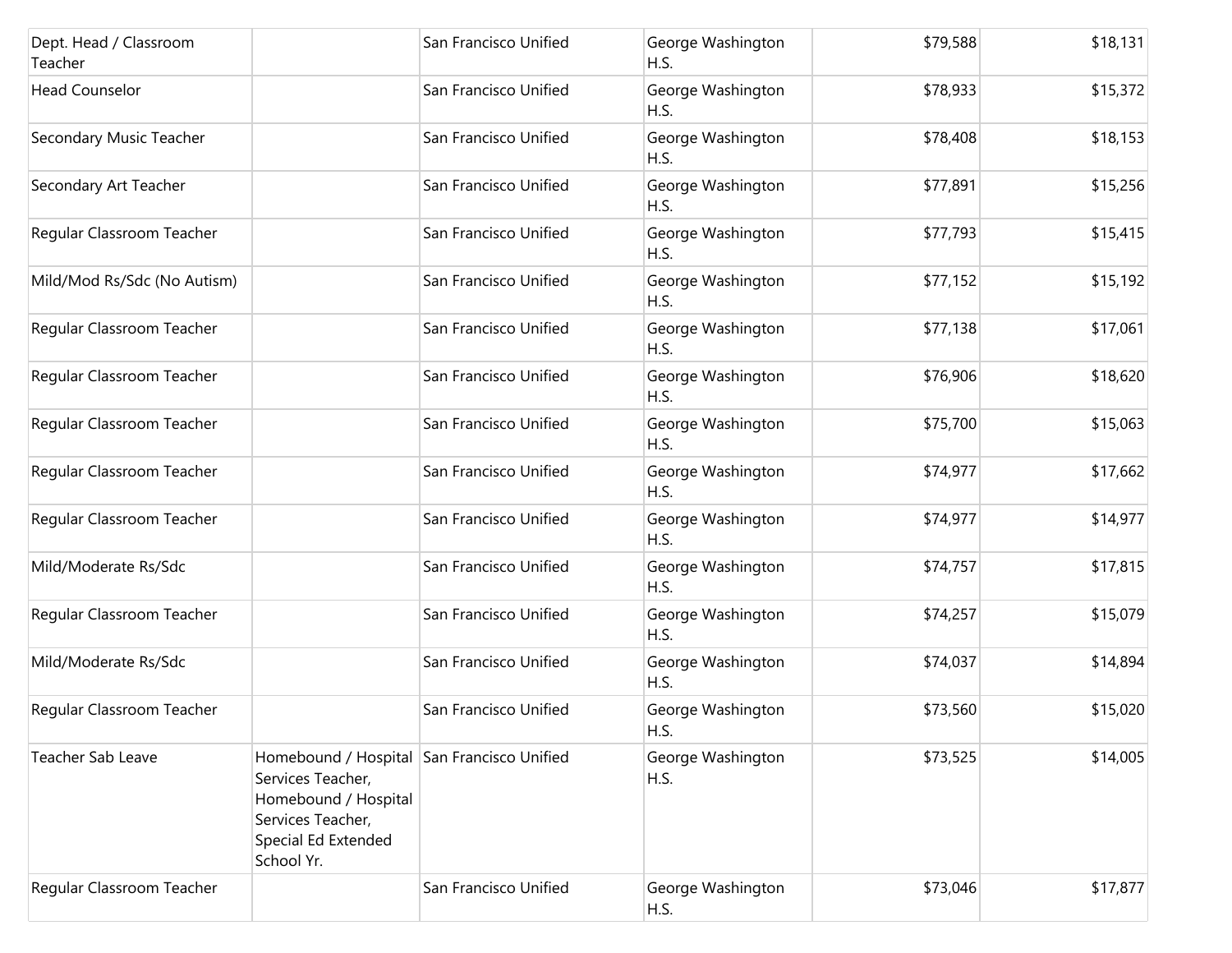| | | | | | |
|---|---|---|---|---|---|
| Dept. Head / Classroom Teacher | | San Francisco Unified | George Washington H.S. | $79,588 | $18,131 |
| Head Counselor | | San Francisco Unified | George Washington H.S. | $78,933 | $15,372 |
| Secondary Music Teacher | | San Francisco Unified | George Washington H.S. | $78,408 | $18,153 |
| Secondary Art Teacher | | San Francisco Unified | George Washington H.S. | $77,891 | $15,256 |
| Regular Classroom Teacher | | San Francisco Unified | George Washington H.S. | $77,793 | $15,415 |
| Mild/Mod Rs/Sdc (No Autism) | | San Francisco Unified | George Washington H.S. | $77,152 | $15,192 |
| Regular Classroom Teacher | | San Francisco Unified | George Washington H.S. | $77,138 | $17,061 |
| Regular Classroom Teacher | | San Francisco Unified | George Washington H.S. | $76,906 | $18,620 |
| Regular Classroom Teacher | | San Francisco Unified | George Washington H.S. | $75,700 | $15,063 |
| Regular Classroom Teacher | | San Francisco Unified | George Washington H.S. | $74,977 | $17,662 |
| Regular Classroom Teacher | | San Francisco Unified | George Washington H.S. | $74,977 | $14,977 |
| Mild/Moderate Rs/Sdc | | San Francisco Unified | George Washington H.S. | $74,757 | $17,815 |
| Regular Classroom Teacher | | San Francisco Unified | George Washington H.S. | $74,257 | $15,079 |
| Mild/Moderate Rs/Sdc | | San Francisco Unified | George Washington H.S. | $74,037 | $14,894 |
| Regular Classroom Teacher | | San Francisco Unified | George Washington H.S. | $73,560 | $15,020 |
| Teacher Sab Leave | Homebound / Hospital Services Teacher, Homebound / Hospital Services Teacher, Special Ed Extended School Yr. | San Francisco Unified | George Washington H.S. | $73,525 | $14,005 |
| Regular Classroom Teacher | | San Francisco Unified | George Washington H.S. | $73,046 | $17,877 |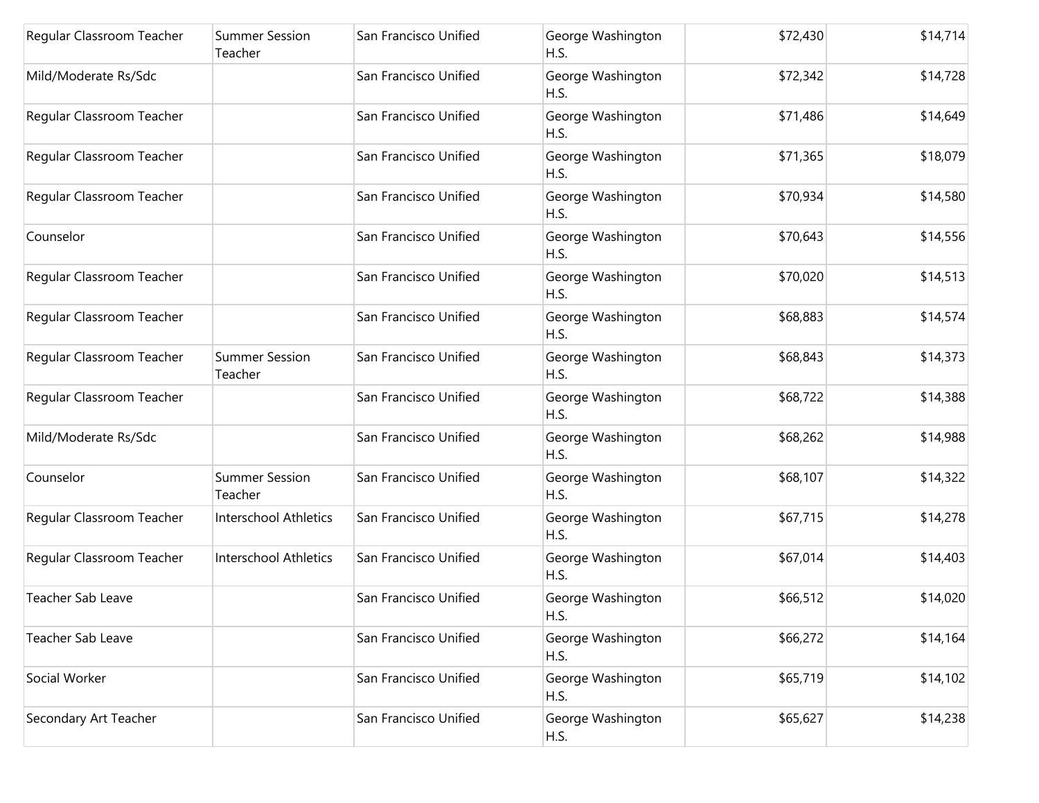| | | | | | |
|---|---|---|---|---|---|
| Regular Classroom Teacher | Summer Session Teacher | San Francisco Unified | George Washington H.S. | $72,430 | $14,714 |
| Mild/Moderate Rs/Sdc | | San Francisco Unified | George Washington H.S. | $72,342 | $14,728 |
| Regular Classroom Teacher | | San Francisco Unified | George Washington H.S. | $71,486 | $14,649 |
| Regular Classroom Teacher | | San Francisco Unified | George Washington H.S. | $71,365 | $18,079 |
| Regular Classroom Teacher | | San Francisco Unified | George Washington H.S. | $70,934 | $14,580 |
| Counselor | | San Francisco Unified | George Washington H.S. | $70,643 | $14,556 |
| Regular Classroom Teacher | | San Francisco Unified | George Washington H.S. | $70,020 | $14,513 |
| Regular Classroom Teacher | | San Francisco Unified | George Washington H.S. | $68,883 | $14,574 |
| Regular Classroom Teacher | Summer Session Teacher | San Francisco Unified | George Washington H.S. | $68,843 | $14,373 |
| Regular Classroom Teacher | | San Francisco Unified | George Washington H.S. | $68,722 | $14,388 |
| Mild/Moderate Rs/Sdc | | San Francisco Unified | George Washington H.S. | $68,262 | $14,988 |
| Counselor | Summer Session Teacher | San Francisco Unified | George Washington H.S. | $68,107 | $14,322 |
| Regular Classroom Teacher | Interschool Athletics | San Francisco Unified | George Washington H.S. | $67,715 | $14,278 |
| Regular Classroom Teacher | Interschool Athletics | San Francisco Unified | George Washington H.S. | $67,014 | $14,403 |
| Teacher Sab Leave | | San Francisco Unified | George Washington H.S. | $66,512 | $14,020 |
| Teacher Sab Leave | | San Francisco Unified | George Washington H.S. | $66,272 | $14,164 |
| Social Worker | | San Francisco Unified | George Washington H.S. | $65,719 | $14,102 |
| Secondary Art Teacher | | San Francisco Unified | George Washington H.S. | $65,627 | $14,238 |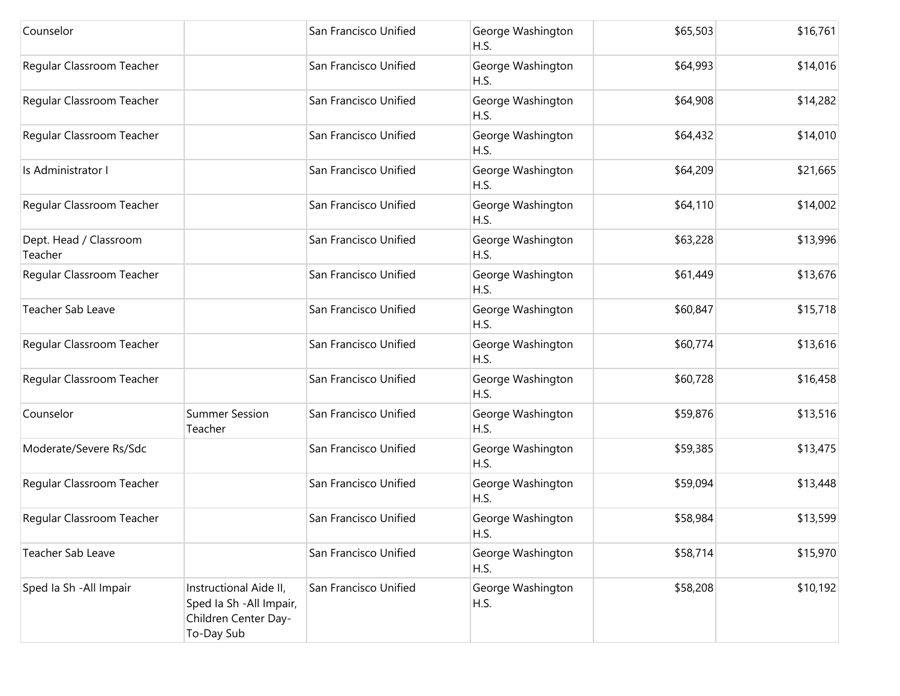| | | | | | |
|---|---|---|---|---|---|
| Counselor | | San Francisco Unified | George Washington H.S. | $65,503 | $16,761 |
| Regular Classroom Teacher | | San Francisco Unified | George Washington H.S. | $64,993 | $14,016 |
| Regular Classroom Teacher | | San Francisco Unified | George Washington H.S. | $64,908 | $14,282 |
| Regular Classroom Teacher | | San Francisco Unified | George Washington H.S. | $64,432 | $14,010 |
| Is Administrator I | | San Francisco Unified | George Washington H.S. | $64,209 | $21,665 |
| Regular Classroom Teacher | | San Francisco Unified | George Washington H.S. | $64,110 | $14,002 |
| Dept. Head / Classroom Teacher | | San Francisco Unified | George Washington H.S. | $63,228 | $13,996 |
| Regular Classroom Teacher | | San Francisco Unified | George Washington H.S. | $61,449 | $13,676 |
| Teacher Sab Leave | | San Francisco Unified | George Washington H.S. | $60,847 | $15,718 |
| Regular Classroom Teacher | | San Francisco Unified | George Washington H.S. | $60,774 | $13,616 |
| Regular Classroom Teacher | | San Francisco Unified | George Washington H.S. | $60,728 | $16,458 |
| Counselor | Summer Session Teacher | San Francisco Unified | George Washington H.S. | $59,876 | $13,516 |
| Moderate/Severe Rs/Sdc | | San Francisco Unified | George Washington H.S. | $59,385 | $13,475 |
| Regular Classroom Teacher | | San Francisco Unified | George Washington H.S. | $59,094 | $13,448 |
| Regular Classroom Teacher | | San Francisco Unified | George Washington H.S. | $58,984 | $13,599 |
| Teacher Sab Leave | | San Francisco Unified | George Washington H.S. | $58,714 | $15,970 |
| Sped Ia Sh -All Impair | Instructional Aide II, Sped Ia Sh -All Impair, Children Center Day-To-Day Sub | San Francisco Unified | George Washington H.S. | $58,208 | $10,192 |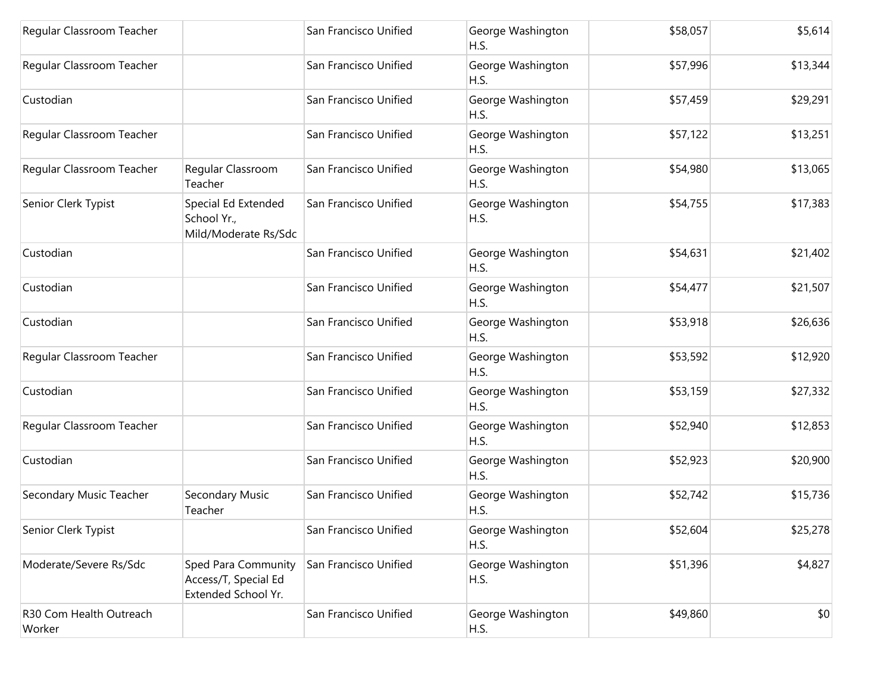| | | | | | |
|---|---|---|---|---|---|
| Regular Classroom Teacher | | San Francisco Unified | George Washington H.S. | $58,057 | $5,614 |
| Regular Classroom Teacher | | San Francisco Unified | George Washington H.S. | $57,996 | $13,344 |
| Custodian | | San Francisco Unified | George Washington H.S. | $57,459 | $29,291 |
| Regular Classroom Teacher | | San Francisco Unified | George Washington H.S. | $57,122 | $13,251 |
| Regular Classroom Teacher | Regular Classroom Teacher | San Francisco Unified | George Washington H.S. | $54,980 | $13,065 |
| Senior Clerk Typist | Special Ed Extended School Yr., Mild/Moderate Rs/Sdc | San Francisco Unified | George Washington H.S. | $54,755 | $17,383 |
| Custodian | | San Francisco Unified | George Washington H.S. | $54,631 | $21,402 |
| Custodian | | San Francisco Unified | George Washington H.S. | $54,477 | $21,507 |
| Custodian | | San Francisco Unified | George Washington H.S. | $53,918 | $26,636 |
| Regular Classroom Teacher | | San Francisco Unified | George Washington H.S. | $53,592 | $12,920 |
| Custodian | | San Francisco Unified | George Washington H.S. | $53,159 | $27,332 |
| Regular Classroom Teacher | | San Francisco Unified | George Washington H.S. | $52,940 | $12,853 |
| Custodian | | San Francisco Unified | George Washington H.S. | $52,923 | $20,900 |
| Secondary Music Teacher | Secondary Music Teacher | San Francisco Unified | George Washington H.S. | $52,742 | $15,736 |
| Senior Clerk Typist | | San Francisco Unified | George Washington H.S. | $52,604 | $25,278 |
| Moderate/Severe Rs/Sdc | Sped Para Community Access/T, Special Ed Extended School Yr. | San Francisco Unified | George Washington H.S. | $51,396 | $4,827 |
| R30 Com Health Outreach Worker | | San Francisco Unified | George Washington H.S. | $49,860 | $0 |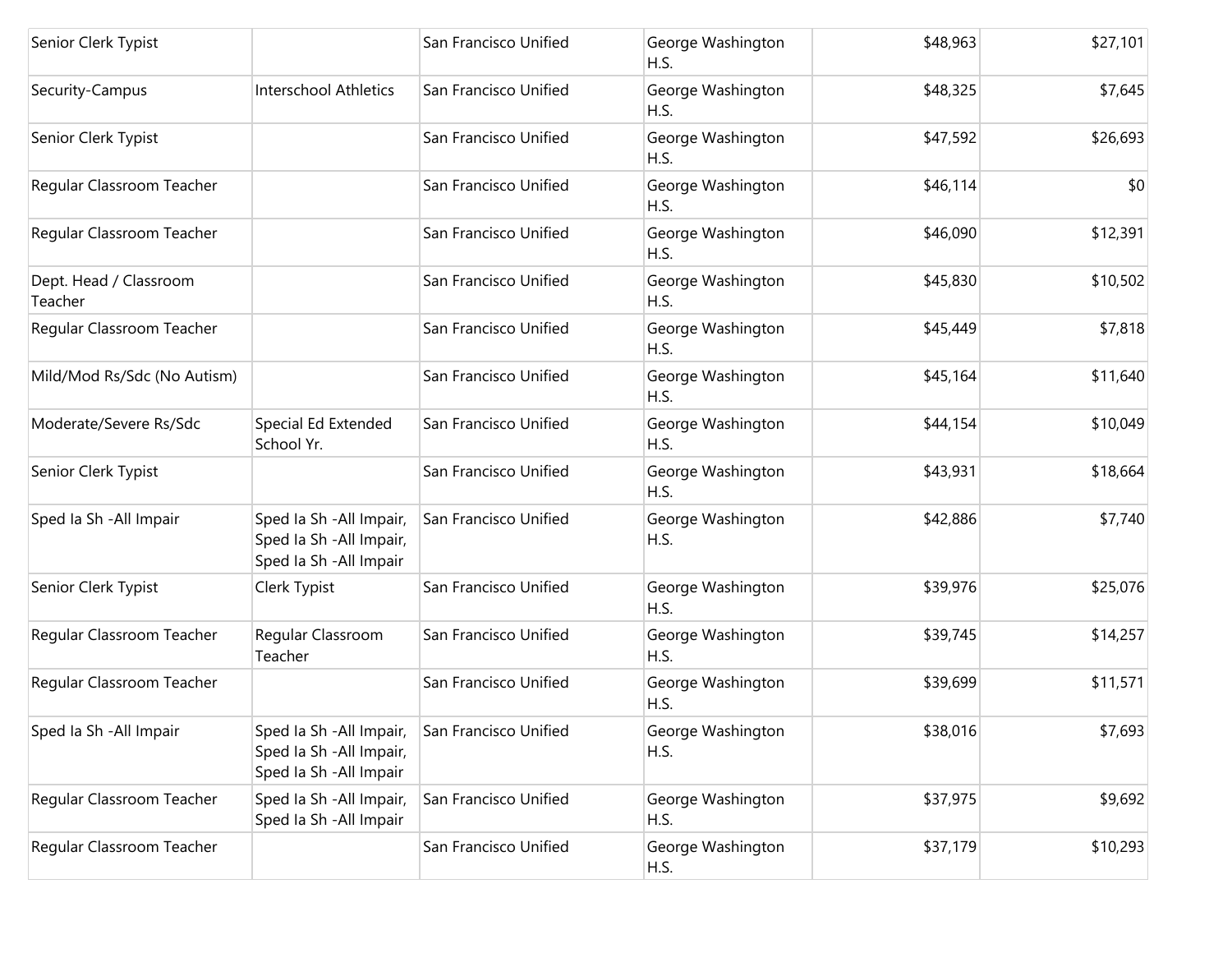| | | | | | |
|---|---|---|---|---|---|
| Senior Clerk Typist | | San Francisco Unified | George Washington H.S. | $48,963 | $27,101 |
| Security-Campus | Interschool Athletics | San Francisco Unified | George Washington H.S. | $48,325 | $7,645 |
| Senior Clerk Typist | | San Francisco Unified | George Washington H.S. | $47,592 | $26,693 |
| Regular Classroom Teacher | | San Francisco Unified | George Washington H.S. | $46,114 | $0 |
| Regular Classroom Teacher | | San Francisco Unified | George Washington H.S. | $46,090 | $12,391 |
| Dept. Head / Classroom Teacher | | San Francisco Unified | George Washington H.S. | $45,830 | $10,502 |
| Regular Classroom Teacher | | San Francisco Unified | George Washington H.S. | $45,449 | $7,818 |
| Mild/Mod Rs/Sdc (No Autism) | | San Francisco Unified | George Washington H.S. | $45,164 | $11,640 |
| Moderate/Severe Rs/Sdc | Special Ed Extended School Yr. | San Francisco Unified | George Washington H.S. | $44,154 | $10,049 |
| Senior Clerk Typist | | San Francisco Unified | George Washington H.S. | $43,931 | $18,664 |
| Sped Ia Sh -All Impair | Sped Ia Sh -All Impair, Sped Ia Sh -All Impair, Sped Ia Sh -All Impair | San Francisco Unified | George Washington H.S. | $42,886 | $7,740 |
| Senior Clerk Typist | Clerk Typist | San Francisco Unified | George Washington H.S. | $39,976 | $25,076 |
| Regular Classroom Teacher | Regular Classroom Teacher | San Francisco Unified | George Washington H.S. | $39,745 | $14,257 |
| Regular Classroom Teacher | | San Francisco Unified | George Washington H.S. | $39,699 | $11,571 |
| Sped Ia Sh -All Impair | Sped Ia Sh -All Impair, Sped Ia Sh -All Impair, Sped Ia Sh -All Impair | San Francisco Unified | George Washington H.S. | $38,016 | $7,693 |
| Regular Classroom Teacher | Sped Ia Sh -All Impair, Sped Ia Sh -All Impair | San Francisco Unified | George Washington H.S. | $37,975 | $9,692 |
| Regular Classroom Teacher | | San Francisco Unified | George Washington H.S. | $37,179 | $10,293 |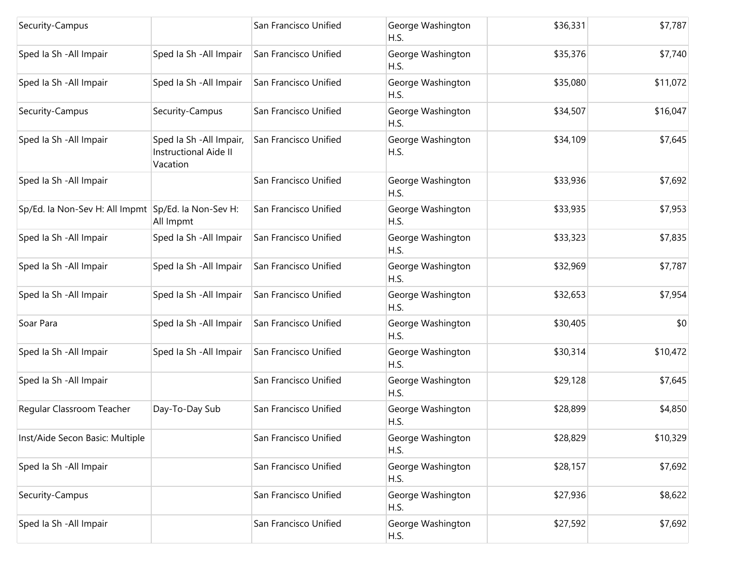| | | | | | |
|---|---|---|---|---|---|
| Security-Campus | | San Francisco Unified | George Washington H.S. | $36,331 | $7,787 |
| Sped Ia Sh -All Impair | Sped Ia Sh -All Impair | San Francisco Unified | George Washington H.S. | $35,376 | $7,740 |
| Sped Ia Sh -All Impair | Sped Ia Sh -All Impair | San Francisco Unified | George Washington H.S. | $35,080 | $11,072 |
| Security-Campus | Security-Campus | San Francisco Unified | George Washington H.S. | $34,507 | $16,047 |
| Sped Ia Sh -All Impair | Sped Ia Sh -All Impair, Instructional Aide II Vacation | San Francisco Unified | George Washington H.S. | $34,109 | $7,645 |
| Sped Ia Sh -All Impair | | San Francisco Unified | George Washington H.S. | $33,936 | $7,692 |
| Sp/Ed. Ia Non-Sev H: All Impmt | Sp/Ed. Ia Non-Sev H: All Impmt | San Francisco Unified | George Washington H.S. | $33,935 | $7,953 |
| Sped Ia Sh -All Impair | Sped Ia Sh -All Impair | San Francisco Unified | George Washington H.S. | $33,323 | $7,835 |
| Sped Ia Sh -All Impair | Sped Ia Sh -All Impair | San Francisco Unified | George Washington H.S. | $32,969 | $7,787 |
| Sped Ia Sh -All Impair | Sped Ia Sh -All Impair | San Francisco Unified | George Washington H.S. | $32,653 | $7,954 |
| Soar Para | Sped Ia Sh -All Impair | San Francisco Unified | George Washington H.S. | $30,405 | $0 |
| Sped Ia Sh -All Impair | Sped Ia Sh -All Impair | San Francisco Unified | George Washington H.S. | $30,314 | $10,472 |
| Sped Ia Sh -All Impair | | San Francisco Unified | George Washington H.S. | $29,128 | $7,645 |
| Regular Classroom Teacher | Day-To-Day Sub | San Francisco Unified | George Washington H.S. | $28,899 | $4,850 |
| Inst/Aide Secon Basic: Multiple | | San Francisco Unified | George Washington H.S. | $28,829 | $10,329 |
| Sped Ia Sh -All Impair | | San Francisco Unified | George Washington H.S. | $28,157 | $7,692 |
| Security-Campus | | San Francisco Unified | George Washington H.S. | $27,936 | $8,622 |
| Sped Ia Sh -All Impair | | San Francisco Unified | George Washington H.S. | $27,592 | $7,692 |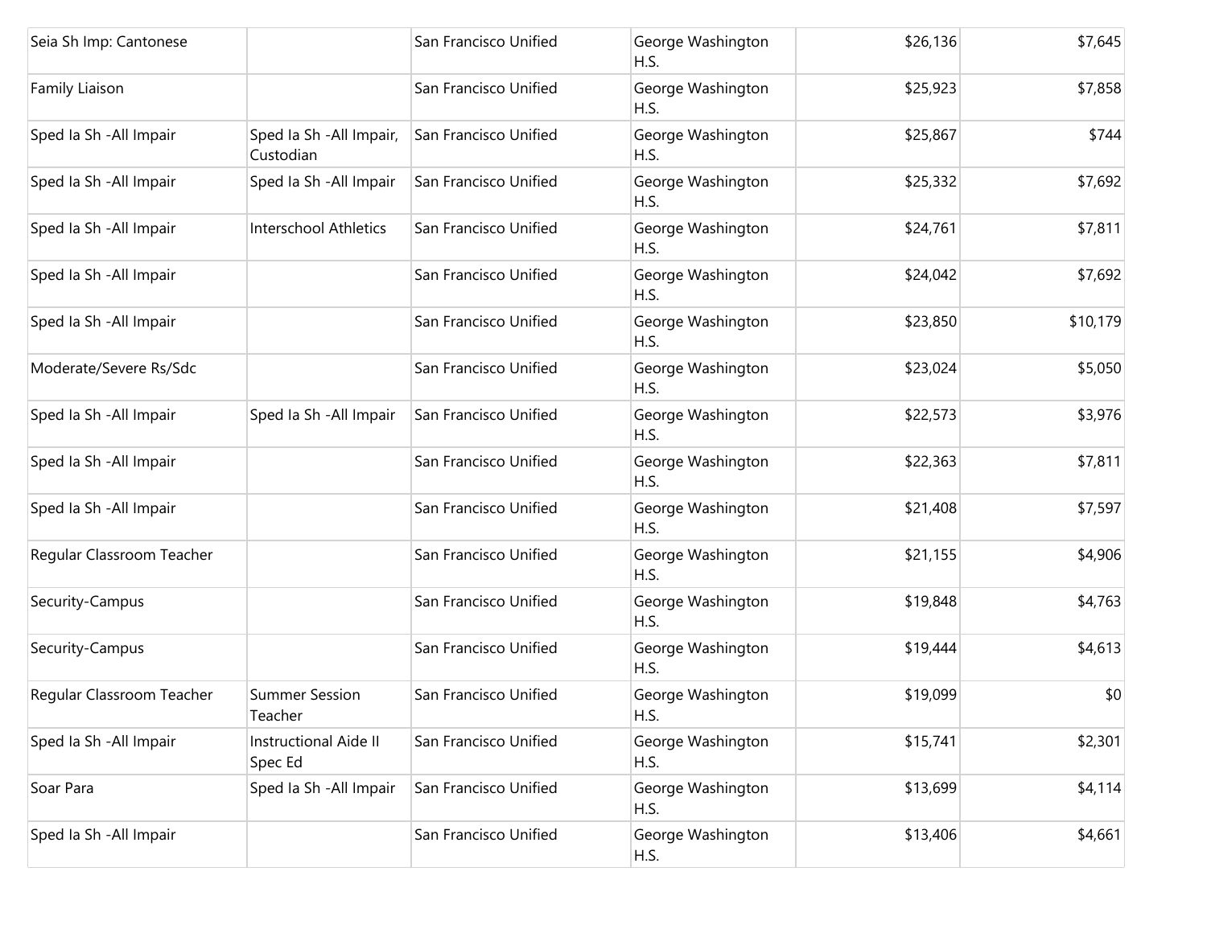| | | | | | |
|---|---|---|---|---|---|
| Seia Sh Imp: Cantonese | | San Francisco Unified | George Washington H.S. | $26,136 | $7,645 |
| Family Liaison | | San Francisco Unified | George Washington H.S. | $25,923 | $7,858 |
| Sped Ia Sh -All Impair | Sped Ia Sh -All Impair, Custodian | San Francisco Unified | George Washington H.S. | $25,867 | $744 |
| Sped Ia Sh -All Impair | Sped Ia Sh -All Impair | San Francisco Unified | George Washington H.S. | $25,332 | $7,692 |
| Sped Ia Sh -All Impair | Interschool Athletics | San Francisco Unified | George Washington H.S. | $24,761 | $7,811 |
| Sped Ia Sh -All Impair | | San Francisco Unified | George Washington H.S. | $24,042 | $7,692 |
| Sped Ia Sh -All Impair | | San Francisco Unified | George Washington H.S. | $23,850 | $10,179 |
| Moderate/Severe Rs/Sdc | | San Francisco Unified | George Washington H.S. | $23,024 | $5,050 |
| Sped Ia Sh -All Impair | Sped Ia Sh -All Impair | San Francisco Unified | George Washington H.S. | $22,573 | $3,976 |
| Sped Ia Sh -All Impair | | San Francisco Unified | George Washington H.S. | $22,363 | $7,811 |
| Sped Ia Sh -All Impair | | San Francisco Unified | George Washington H.S. | $21,408 | $7,597 |
| Regular Classroom Teacher | | San Francisco Unified | George Washington H.S. | $21,155 | $4,906 |
| Security-Campus | | San Francisco Unified | George Washington H.S. | $19,848 | $4,763 |
| Security-Campus | | San Francisco Unified | George Washington H.S. | $19,444 | $4,613 |
| Regular Classroom Teacher | Summer Session Teacher | San Francisco Unified | George Washington H.S. | $19,099 | $0 |
| Sped Ia Sh -All Impair | Instructional Aide II Spec Ed | San Francisco Unified | George Washington H.S. | $15,741 | $2,301 |
| Soar Para | Sped Ia Sh -All Impair | San Francisco Unified | George Washington H.S. | $13,699 | $4,114 |
| Sped Ia Sh -All Impair | | San Francisco Unified | George Washington H.S. | $13,406 | $4,661 |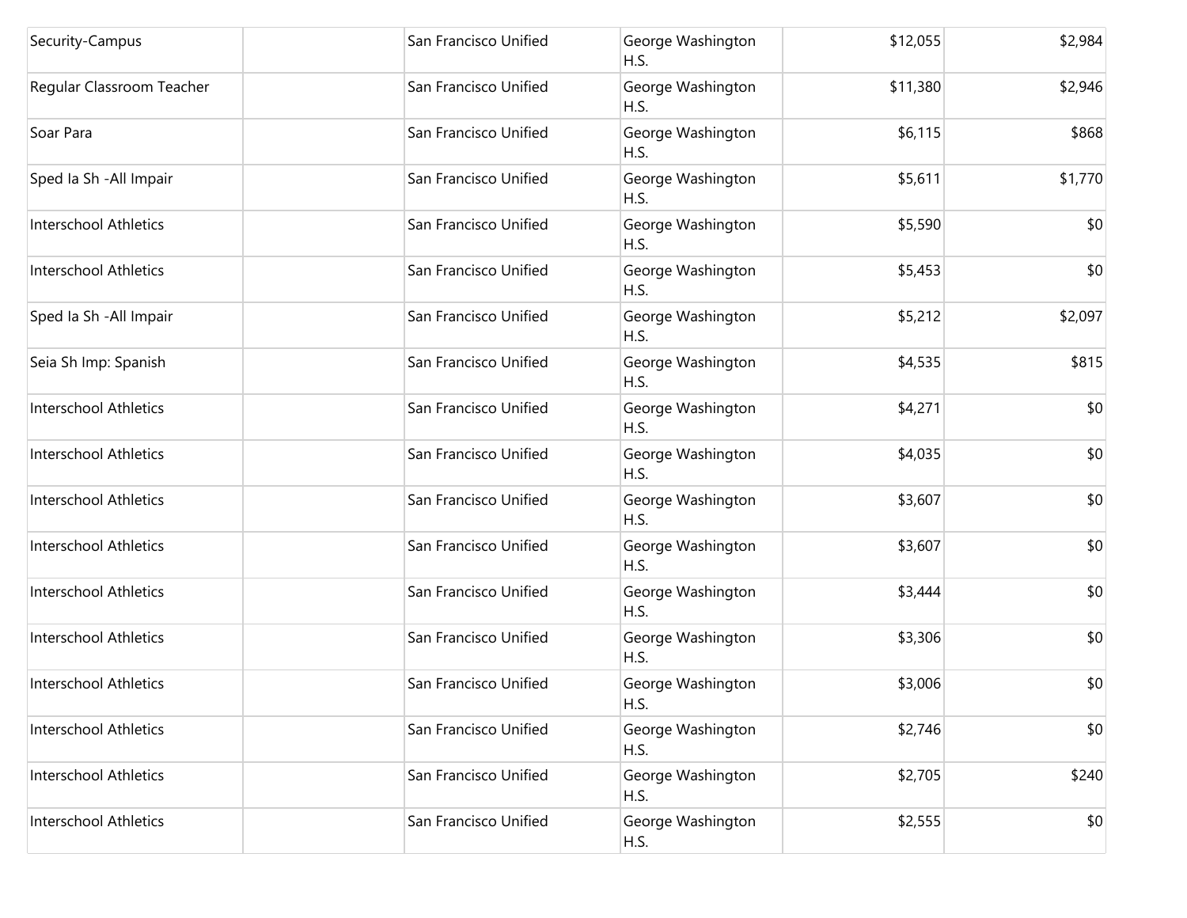| | | | | | |
|---|---|---|---|---|---|
| Security-Campus | | San Francisco Unified | George Washington H.S. | $12,055 | $2,984 |
| Regular Classroom Teacher | | San Francisco Unified | George Washington H.S. | $11,380 | $2,946 |
| Soar Para | | San Francisco Unified | George Washington H.S. | $6,115 | $868 |
| Sped Ia Sh -All Impair | | San Francisco Unified | George Washington H.S. | $5,611 | $1,770 |
| Interschool Athletics | | San Francisco Unified | George Washington H.S. | $5,590 | $0 |
| Interschool Athletics | | San Francisco Unified | George Washington H.S. | $5,453 | $0 |
| Sped Ia Sh -All Impair | | San Francisco Unified | George Washington H.S. | $5,212 | $2,097 |
| Seia Sh Imp: Spanish | | San Francisco Unified | George Washington H.S. | $4,535 | $815 |
| Interschool Athletics | | San Francisco Unified | George Washington H.S. | $4,271 | $0 |
| Interschool Athletics | | San Francisco Unified | George Washington H.S. | $4,035 | $0 |
| Interschool Athletics | | San Francisco Unified | George Washington H.S. | $3,607 | $0 |
| Interschool Athletics | | San Francisco Unified | George Washington H.S. | $3,607 | $0 |
| Interschool Athletics | | San Francisco Unified | George Washington H.S. | $3,444 | $0 |
| Interschool Athletics | | San Francisco Unified | George Washington H.S. | $3,306 | $0 |
| Interschool Athletics | | San Francisco Unified | George Washington H.S. | $3,006 | $0 |
| Interschool Athletics | | San Francisco Unified | George Washington H.S. | $2,746 | $0 |
| Interschool Athletics | | San Francisco Unified | George Washington H.S. | $2,705 | $240 |
| Interschool Athletics | | San Francisco Unified | George Washington H.S. | $2,555 | $0 |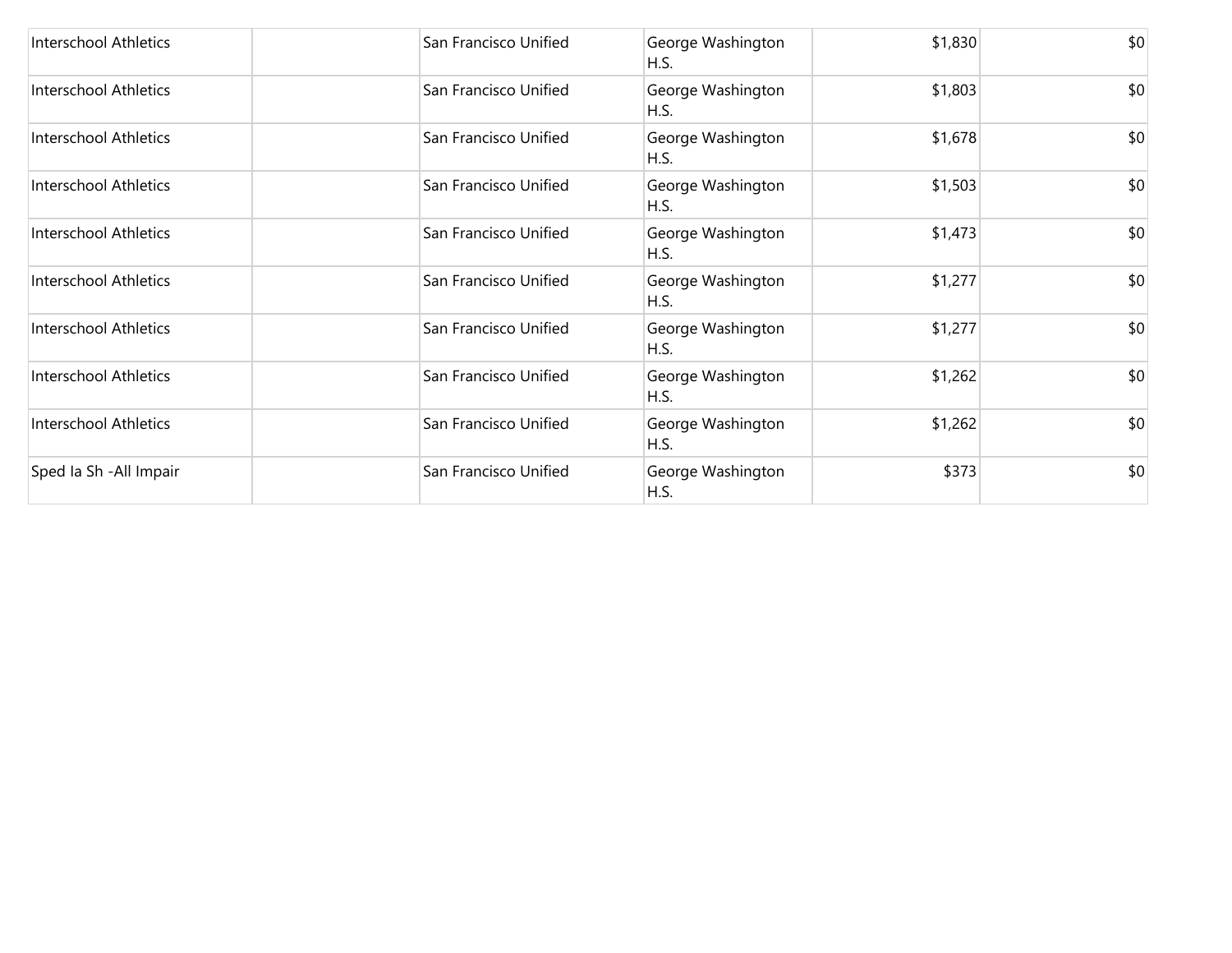| | | | | | |
|---|---|---|---|---|---|
| Interschool Athletics | | San Francisco Unified | George Washington H.S. | $1,830 | $0 |
| Interschool Athletics | | San Francisco Unified | George Washington H.S. | $1,803 | $0 |
| Interschool Athletics | | San Francisco Unified | George Washington H.S. | $1,678 | $0 |
| Interschool Athletics | | San Francisco Unified | George Washington H.S. | $1,503 | $0 |
| Interschool Athletics | | San Francisco Unified | George Washington H.S. | $1,473 | $0 |
| Interschool Athletics | | San Francisco Unified | George Washington H.S. | $1,277 | $0 |
| Interschool Athletics | | San Francisco Unified | George Washington H.S. | $1,277 | $0 |
| Interschool Athletics | | San Francisco Unified | George Washington H.S. | $1,262 | $0 |
| Interschool Athletics | | San Francisco Unified | George Washington H.S. | $1,262 | $0 |
| Sped Ia Sh -All Impair | | San Francisco Unified | George Washington H.S. | $373 | $0 |